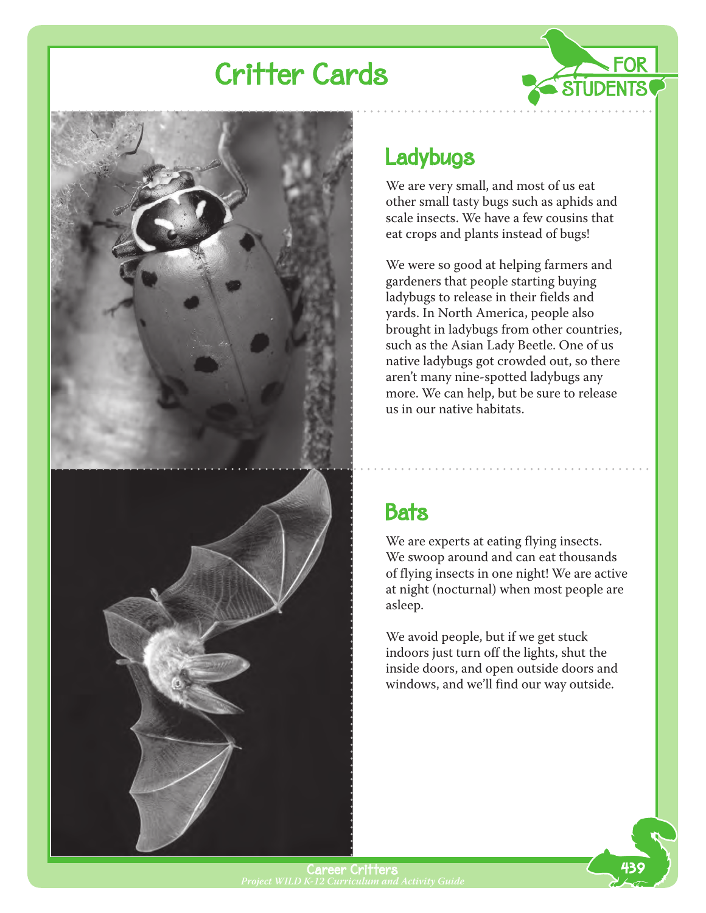# Critter Cards

FOR STUDENTS

## Ladybugs

We are very small, and most of us eat other small tasty bugs such as aphids and scale insects. We have a few cousins that eat crops and plants instead of bugs!

We were so good at helping farmers and gardeners that people starting buying ladybugs to release in their fields and yards. In North America, people also brought in ladybugs from other countries, such as the Asian Lady Beetle. One of us native ladybugs got crowded out, so there aren't many nine-spotted ladybugs any more. We can help, but be sure to release us in our native habitats.

## Bats

We are experts at eating flying insects. We swoop around and can eat thousands of flying insects in one night! We are active at night (nocturnal) when most people are asleep.

We avoid people, but if we get stuck indoors just turn off the lights, shut the inside doors, and open outside doors and windows, and we'll find our way outside.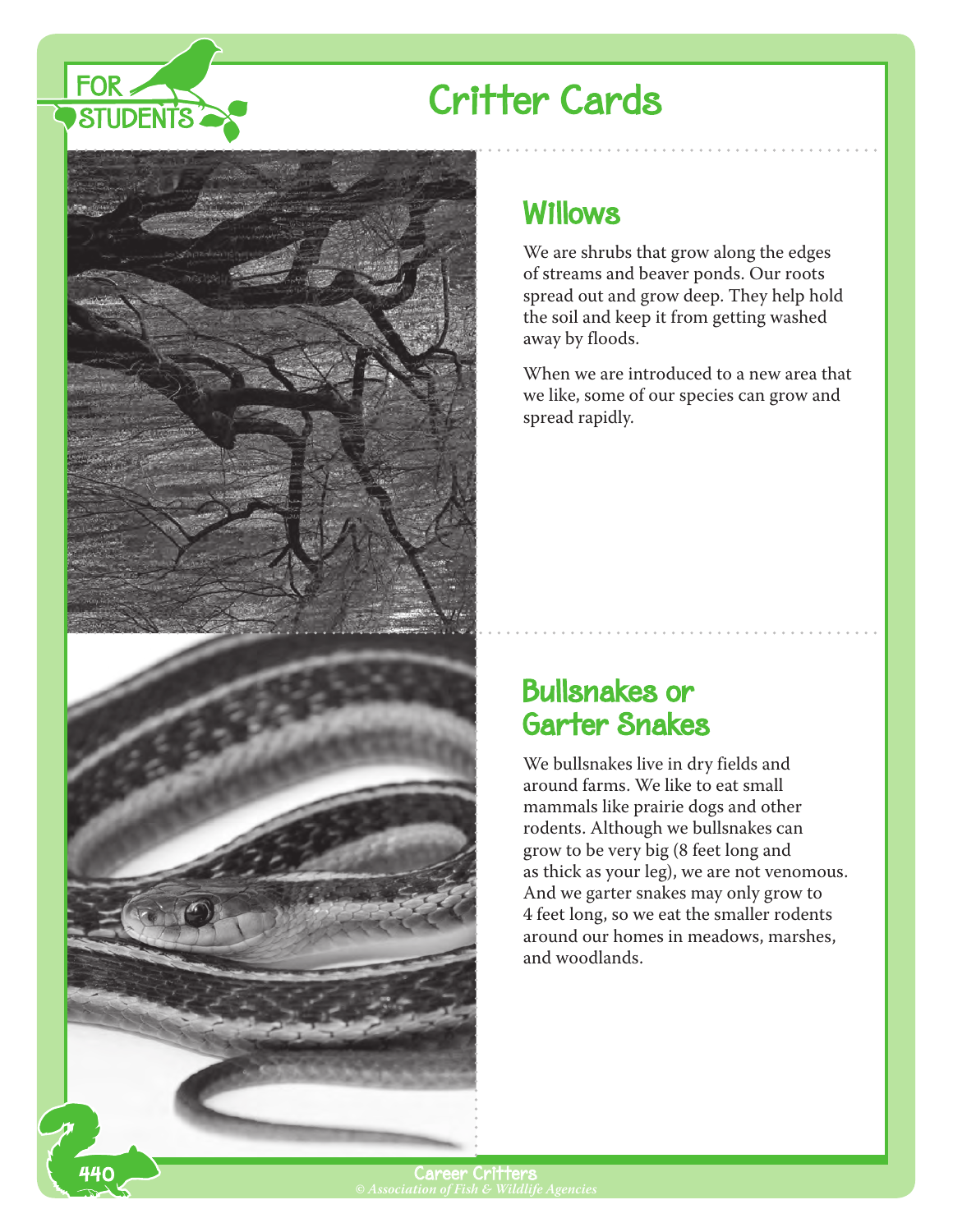# Critter Cards

## Willows

We are shrubs that grow along the edges of streams and beaver ponds. Our roots spread out and grow deep. They help hold the soil and keep it from getting washed away by floods.

When we are introduced to a new area that we like, some of our species can grow and spread rapidly.

## Bullsnakes or Garter Snakes

We bullsnakes live in dry fields and around farms. We like to eat small mammals like prairie dogs and other rodents. Although we bullsnakes can grow to be very big (8 feet long and as thick as your leg), we are not venomous. And we garter snakes may only grow to 4 feet long, so we eat the smaller rodents around our homes in meadows, marshes, and woodlands.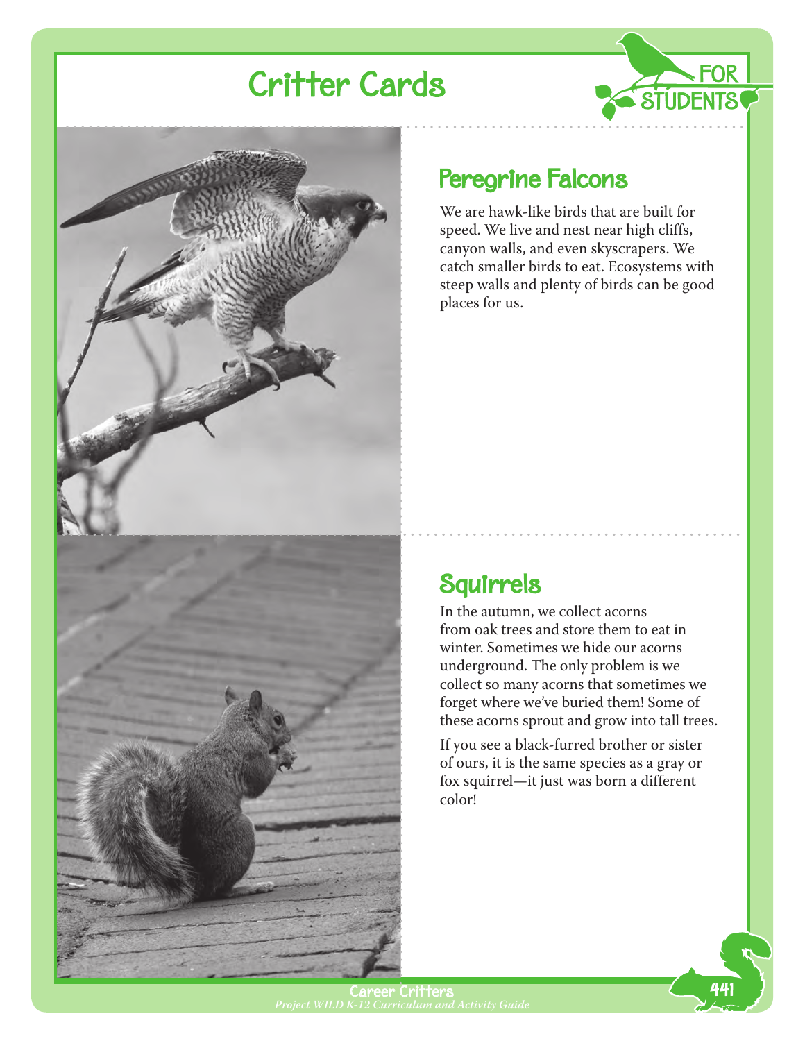# Critter Cards

## Peregrine Falcons

We are hawk-like birds that are built for speed. We live and nest near high cliffs, canyon walls, and even skyscrapers. We catch smaller birds to eat. Ecosystems with steep walls and plenty of birds can be good places for us.

## Squirrels

In the autumn, we collect acorns from oak trees and store them to eat in winter. Sometimes we hide our acorns underground. The only problem is we collect so many acorns that sometimes we forget where we've buried them! Some of these acorns sprout and grow into tall trees.

If you see a black-furred brother or sister of ours, it is the same species as a gray or fox squirrel—it just was born a different color!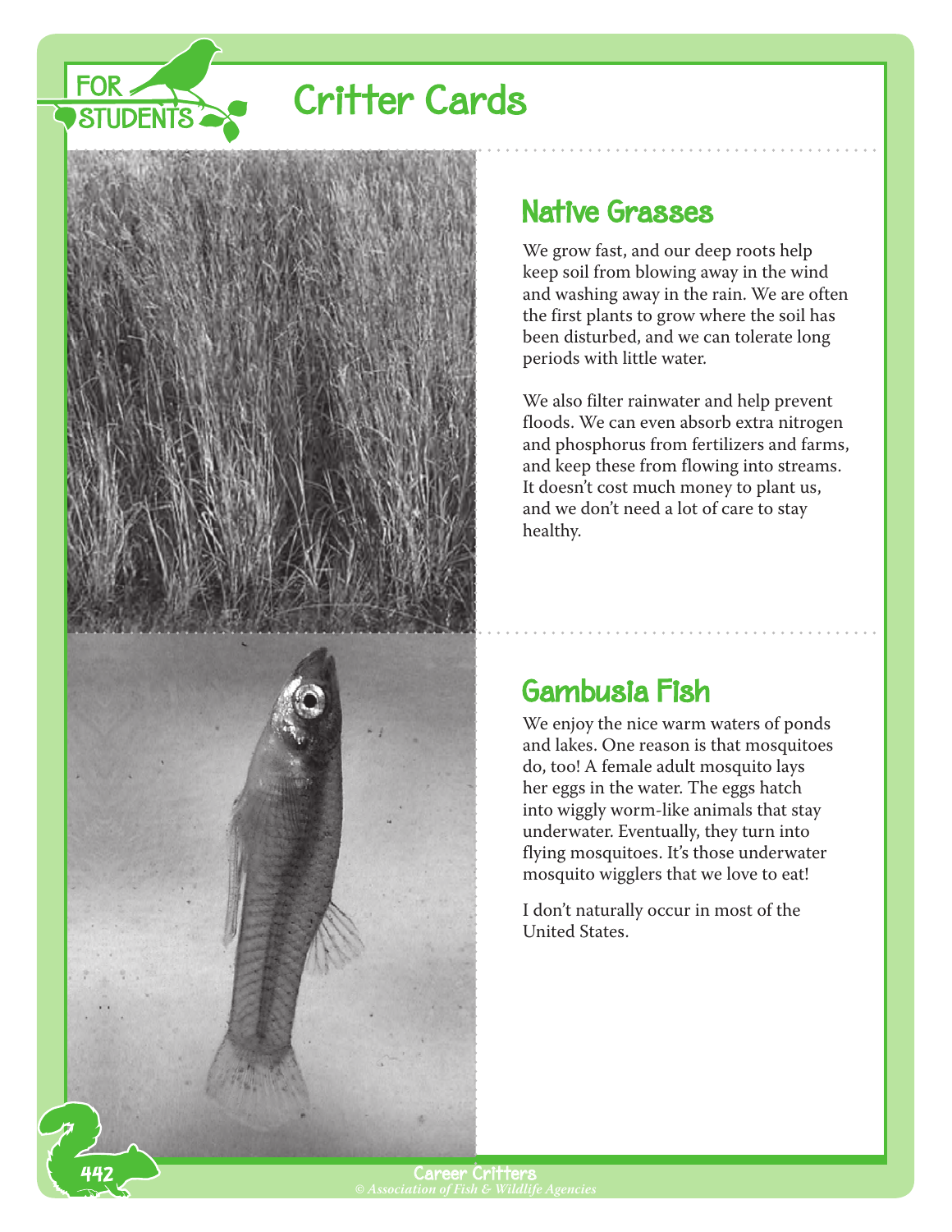# Critter Cards

## Native Grasses

We grow fast, and our deep roots help keep soil from blowing away in the wind and washing away in the rain. We are often the first plants to grow where the soil has been disturbed, and we can tolerate long periods with little water.

We also filter rainwater and help prevent floods. We can even absorb extra nitrogen and phosphorus from fertilizers and farms, and keep these from flowing into streams. It doesn't cost much money to plant us, and we don't need a lot of care to stay healthy.

## Gambusia Fish

We enjoy the nice warm waters of ponds and lakes. One reason is that mosquitoes do, too! A female adult mosquito lays her eggs in the water. The eggs hatch into wiggly worm-like animals that stay underwater. Eventually, they turn into flying mosquitoes. It's those underwater mosquito wigglers that we love to eat!

I don't naturally occur in most of the United States.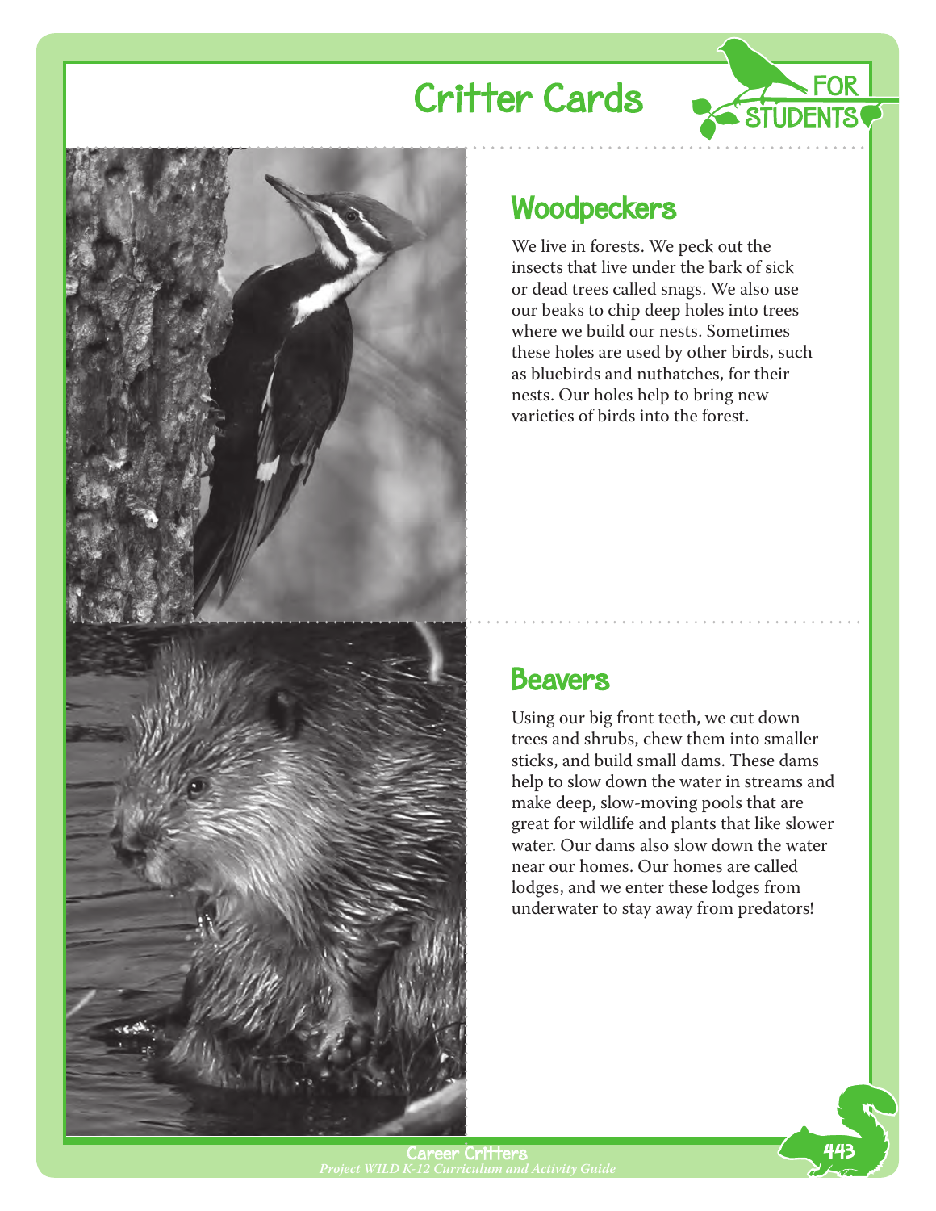# Critter Cards

FOR STUDENTS

## Woodpeckers

We live in forests. We peck out the insects that live under the bark of sick or dead trees called snags. We also use our beaks to chip deep holes into trees where we build our nests. Sometimes these holes are used by other birds, such as bluebirds and nuthatches, for their nests. Our holes help to bring new varieties of birds into the forest.

## Beavers

Using our big front teeth, we cut down trees and shrubs, chew them into smaller sticks, and build small dams. These dams help to slow down the water in streams and make deep, slow-moving pools that are great for wildlife and plants that like slower water. Our dams also slow down the water near our homes. Our homes are called lodges, and we enter these lodges from underwater to stay away from predators!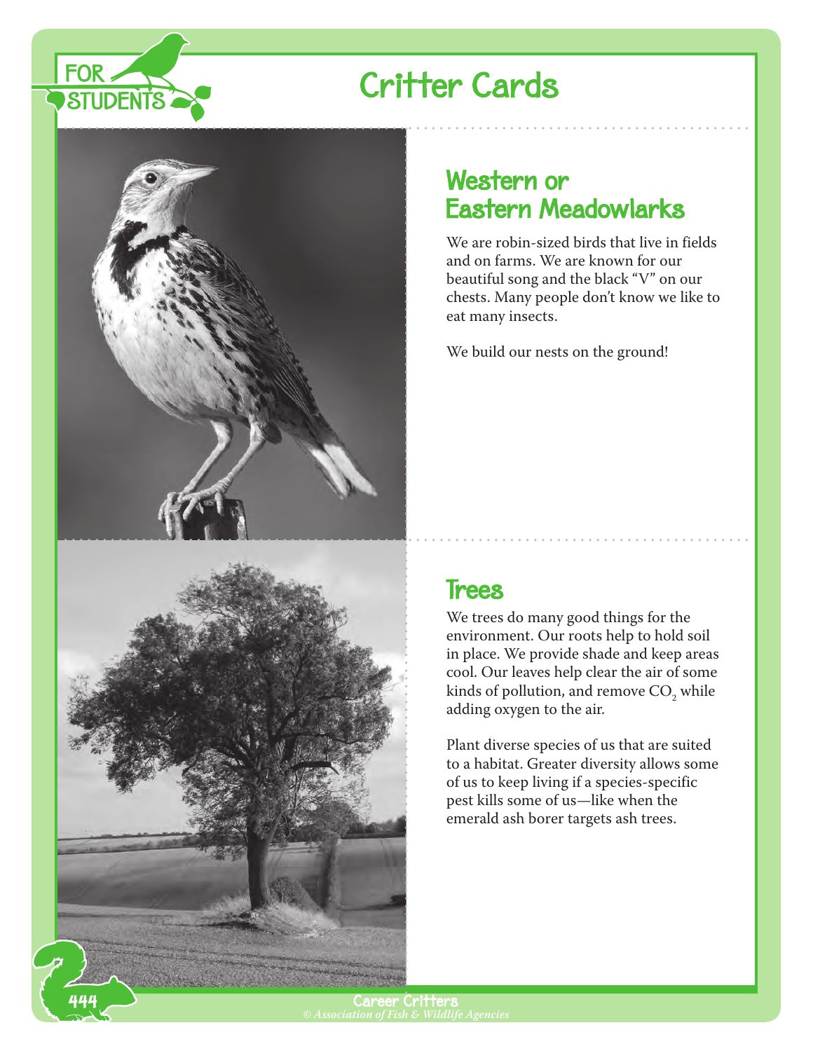# Critter Cards

## Western or Eastern Meadowlarks

We are robin-sized birds that live in fields and on farms. We are known for our beautiful song and the black "V" on our chests. Many people don't know we like to eat many insects.

We build our nests on the ground!

## Trees

We trees do many good things for the environment. Our roots help to hold soil in place. We provide shade and keep areas cool. Our leaves help clear the air of some kinds of pollution, and remove $CO_2$ while adding oxygen to the air.

Plant diverse species of us that are suited to a habitat. Greater diversity allows some of us to keep living if a species-specific pest kills some of us—like when the emerald ash borer targets ash trees.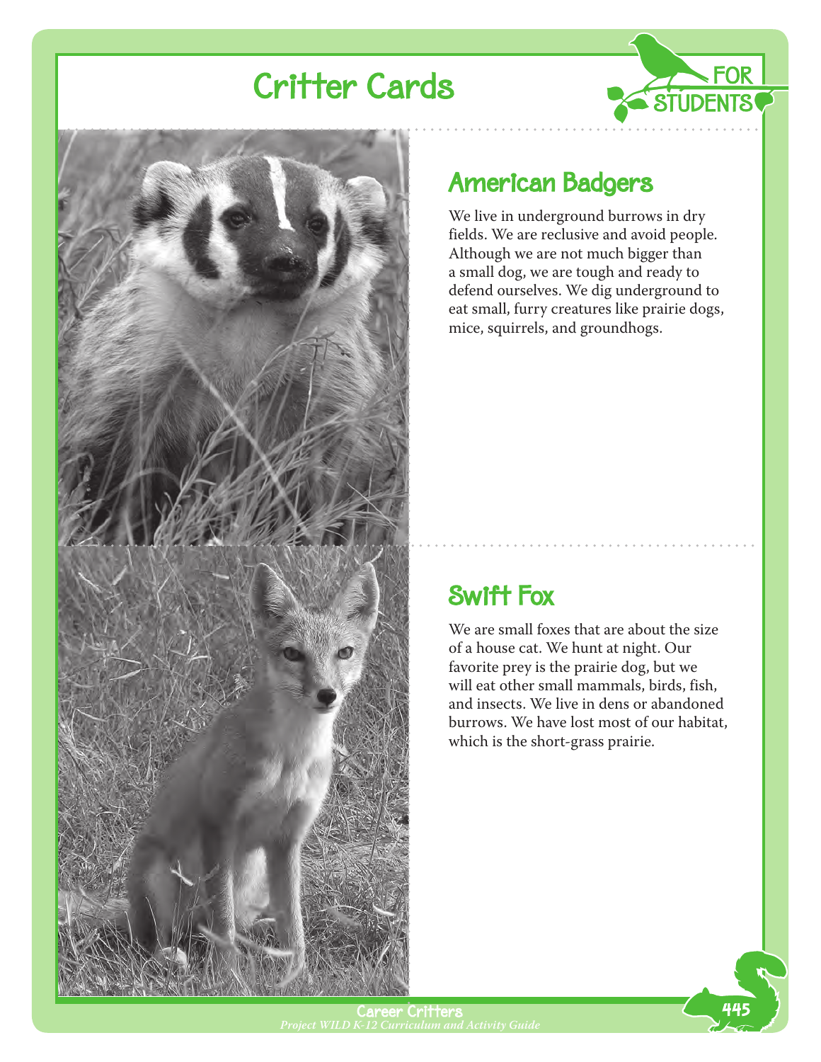# Critter Cards

FOR STUDENTS

## American Badgers

We live in underground burrows in dry fields. We are reclusive and avoid people. Although we are not much bigger than a small dog, we are tough and ready to defend ourselves. We dig underground to eat small, furry creatures like prairie dogs, mice, squirrels, and groundhogs.

## Swift Fox

We are small foxes that are about the size of a house cat. We hunt at night. Our favorite prey is the prairie dog, but we will eat other small mammals, birds, fish, and insects. We live in dens or abandoned burrows. We have lost most of our habitat, which is the short-grass prairie.